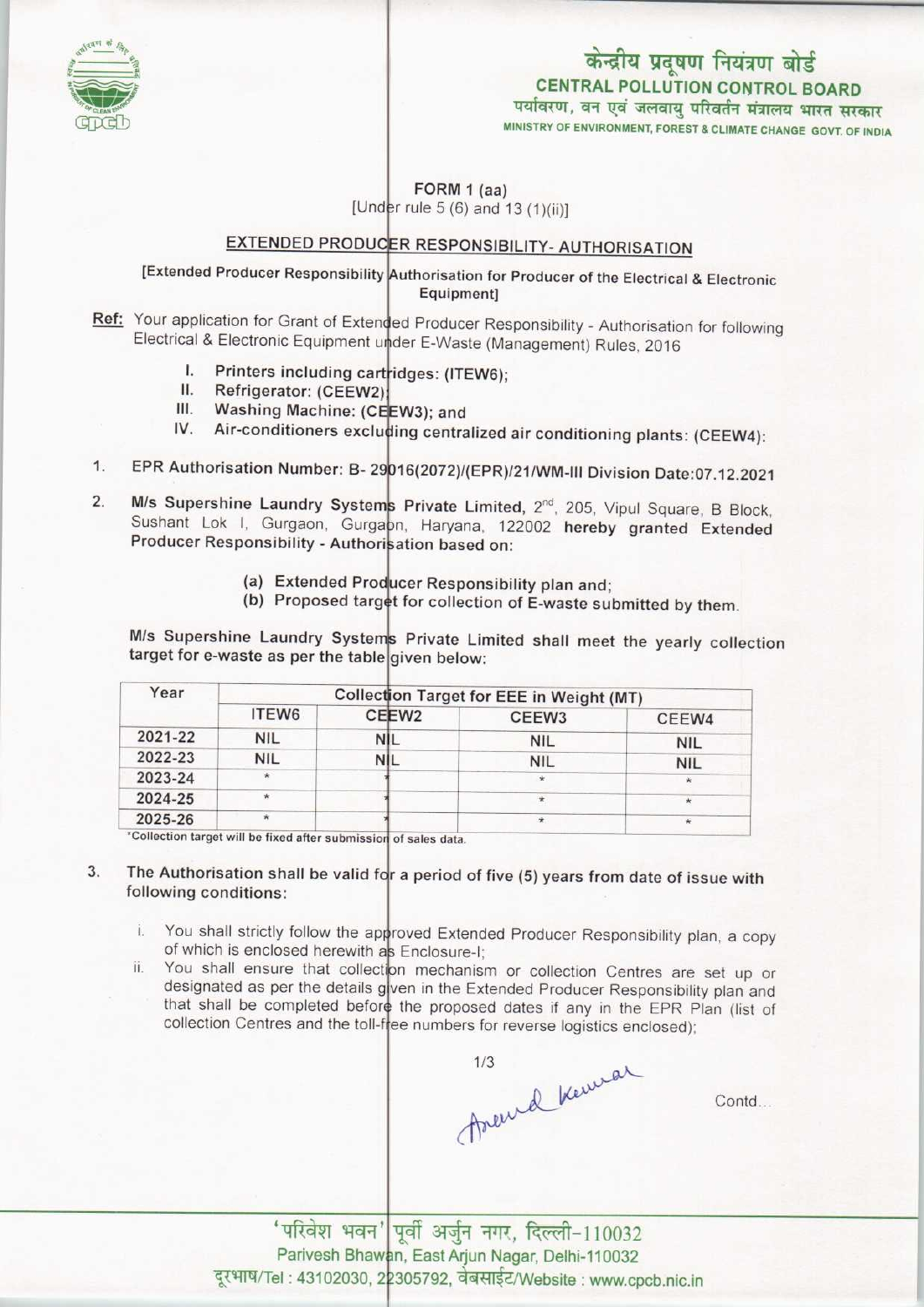# केन्द्रीय प्रदूषण नियंत्रण बोर्ड

## CENTRAL POLLUTION CONTROL BOARD

पर्यावरण, वन एवं जलवायु परिवर्तन मंत्रालय भारत सरकार

MINISTRY OF ENVIRONMENT, FOREST & CLIMATE CHANGE GOVT. OF INDIA

FORM 1 (aa)

[Under rule 5 (6) and 13 (1)(ii)]

## EXTENDED PRODUCER RESPONSIBILITY- AUTHORISATION

[Extended Producer Responsibility Authorisation for Producer of the Electrical & Electronic Equipment]

**Ref:** Your application for Grant of Extended Producer Responsibility - Authorisation for following Electrical & Electronic Equipment under E-Waste (Management) Rules, 2016

I. **Printers including cartridges: (ITEW6);**
II. **Refrigerator: (CEEW2);**
III. **Washing Machine: (CEEW3); and**
IV. **Air-conditioners excluding centralized air conditioning plants: (CEEW4):**

1. **EPR Authorisation Number: B- 29016(2072)/(EPR)/21/WM-III Division Date:07.12.2021**

2. **M/s Supershine Laundry Systems Private Limited,** 2nd, 205, Vipul Square, B Block, Sushant Lok I, Gurgaon, Gurgaon, Haryana, 122002 **hereby granted Extended Producer Responsibility - Authorisation based on:**

   (a) **Extended Producer Responsibility plan and;**
   (b) **Proposed target for collection of E-waste submitted by them.**

M/s Supershine Laundry Systems Private Limited shall meet the yearly collection target for e-waste as per the table given below:

| Year | Collection Target for EEE in Weight (MT) | | | |
|---|---|---|---|---|
| | ITEW6 | CEEW2 | CEEW3 | CEEW4 |
| 2021-22 | NIL | NIL | NIL | NIL |
| 2022-23 | NIL | NIL | NIL | NIL |
| 2023-24 | * | * | * | * |
| 2024-25 | * | * | * | * |
| 2025-26 | * | * | * | * |

*Collection target will be fixed after submission of sales data.

3. The Authorisation shall be valid for a period of five (5) years from date of issue with following conditions:

   i. You shall strictly follow the approved Extended Producer Responsibility plan, a copy of which is enclosed herewith as Enclosure-I;
   ii. You shall ensure that collection mechanism or collection Centres are set up or designated as per the details given in the Extended Producer Responsibility plan and that shall be completed before the proposed dates if any in the EPR Plan (list of collection Centres and the toll-free numbers for reverse logistics enclosed);

Contd...

'परिवेश भवन' पूर्वी अर्जुन नगर, दिल्ली-110032

Parivesh Bhawan, East Arjun Nagar, Delhi-110032

दूरभाष/Tel : 43102030, 22305792, वेबसाईट/Website : www.cpcb.nic.in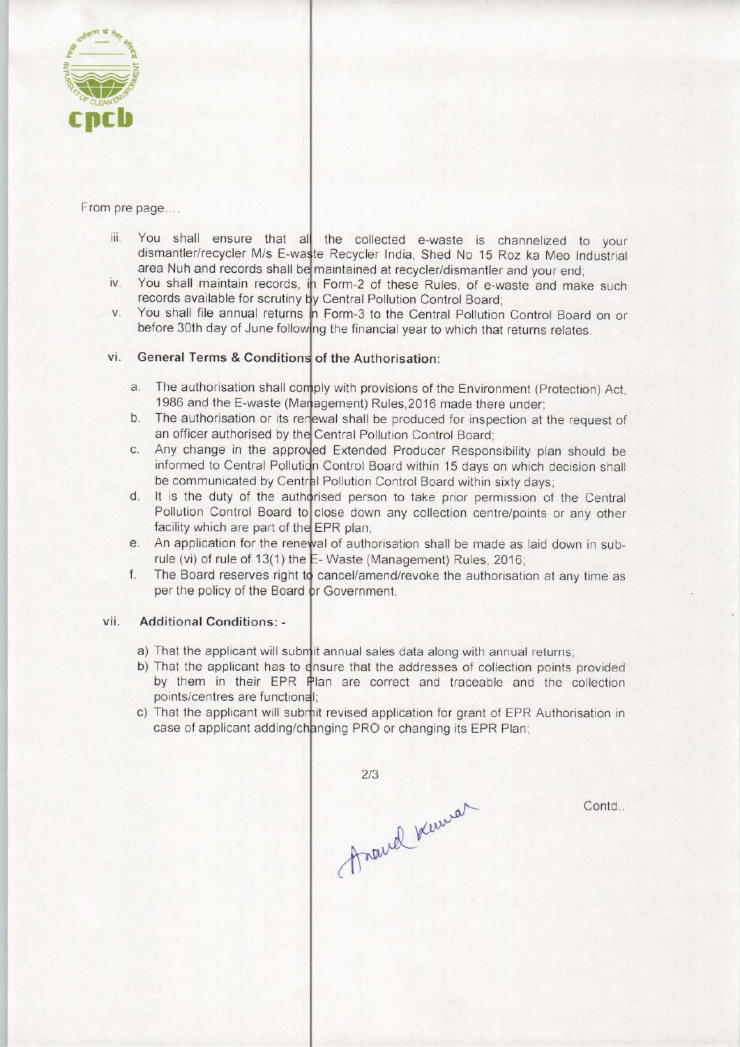From pre page....

iii. You shall ensure that all the collected e-waste is channelized to your dismantler/recycler M/s E-waste Recycler India, Shed No 15 Roz ka Meo Industrial area Nuh and records shall be maintained at recycler/dismantler and your end;

iv. You shall maintain records, in Form-2 of these Rules, of e-waste and make such records available for scrutiny by Central Pollution Control Board;

v. You shall file annual returns in Form-3 to the Central Pollution Control Board on or before 30th day of June following the financial year to which that returns relates.

vi. **General Terms & Conditions of the Authorisation:**

a. The authorisation shall comply with provisions of the Environment (Protection) Act, 1986 and the E-waste (Management) Rules,2016 made there under;

b. The authorisation or its renewal shall be produced for inspection at the request of an officer authorised by the Central Pollution Control Board;

c. Any change in the approved Extended Producer Responsibility plan should be informed to Central Pollution Control Board within 15 days on which decision shall be communicated by Central Pollution Control Board within sixty days;

d. It is the duty of the authorised person to take prior permission of the Central Pollution Control Board to close down any collection centre/points or any other facility which are part of the EPR plan;

e. An application for the renewal of authorisation shall be made as laid down in sub-rule (vi) of rule of 13(1) the E- Waste (Management) Rules, 2016;

f. The Board reserves right to cancel/amend/revoke the authorisation at any time as per the policy of the Board or Government.

vii. **Additional Conditions: -**

a) That the applicant will submit annual sales data along with annual returns;

b) That the applicant has to ensure that the addresses of collection points provided by them in their EPR Plan are correct and traceable and the collection points/centres are functional;

c) That the applicant will submit revised application for grant of EPR Authorisation in case of applicant adding/changing PRO or changing its EPR Plan;

Contd..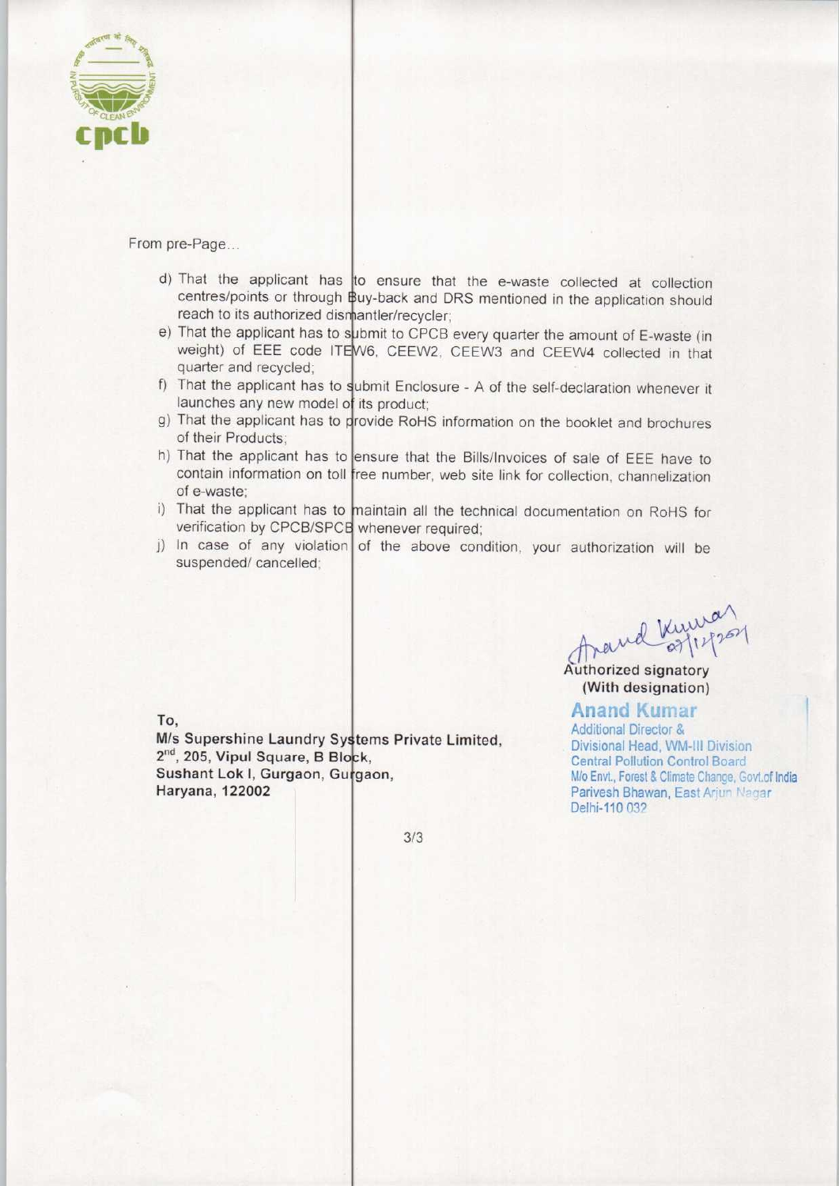From pre-Page...

d) That the applicant has to ensure that the e-waste collected at collection centres/points or through Buy-back and DRS mentioned in the application should reach to its authorized dismantler/recycler;
e) That the applicant has to submit to CPCB every quarter the amount of E-waste (in weight) of EEE code ITEW6, CEEW2, CEEW3 and CEEW4 collected in that quarter and recycled;
f) That the applicant has to submit Enclosure - A of the self-declaration whenever it launches any new model of its product;
g) That the applicant has to provide RoHS information on the booklet and brochures of their Products;
h) That the applicant has to ensure that the Bills/Invoices of sale of EEE have to contain information on toll free number, web site link for collection, channelization of e-waste;
i) That the applicant has to maintain all the technical documentation on RoHS for verification by CPCB/SPCB whenever required;
j) In case of any violation of the above condition, your authorization will be suspended/ cancelled;

Anand Kumar 07/12/2021

**Authorized signatory**
**(With designation)**

**Anand Kumar**
Additional Director &
Divisional Head, WM-III Division
Central Pollution Control Board
M/o Envt., Forest & Climate Change, Govt.of India
Parivesh Bhawan, East Arjun Nagar
Delhi-110 032

To,
**M/s Supershine Laundry Systems Private Limited,**
**2nd, 205, Vipul Square, B Block,**
**Sushant Lok I, Gurgaon, Gurgaon,**
**Haryana, 122002**